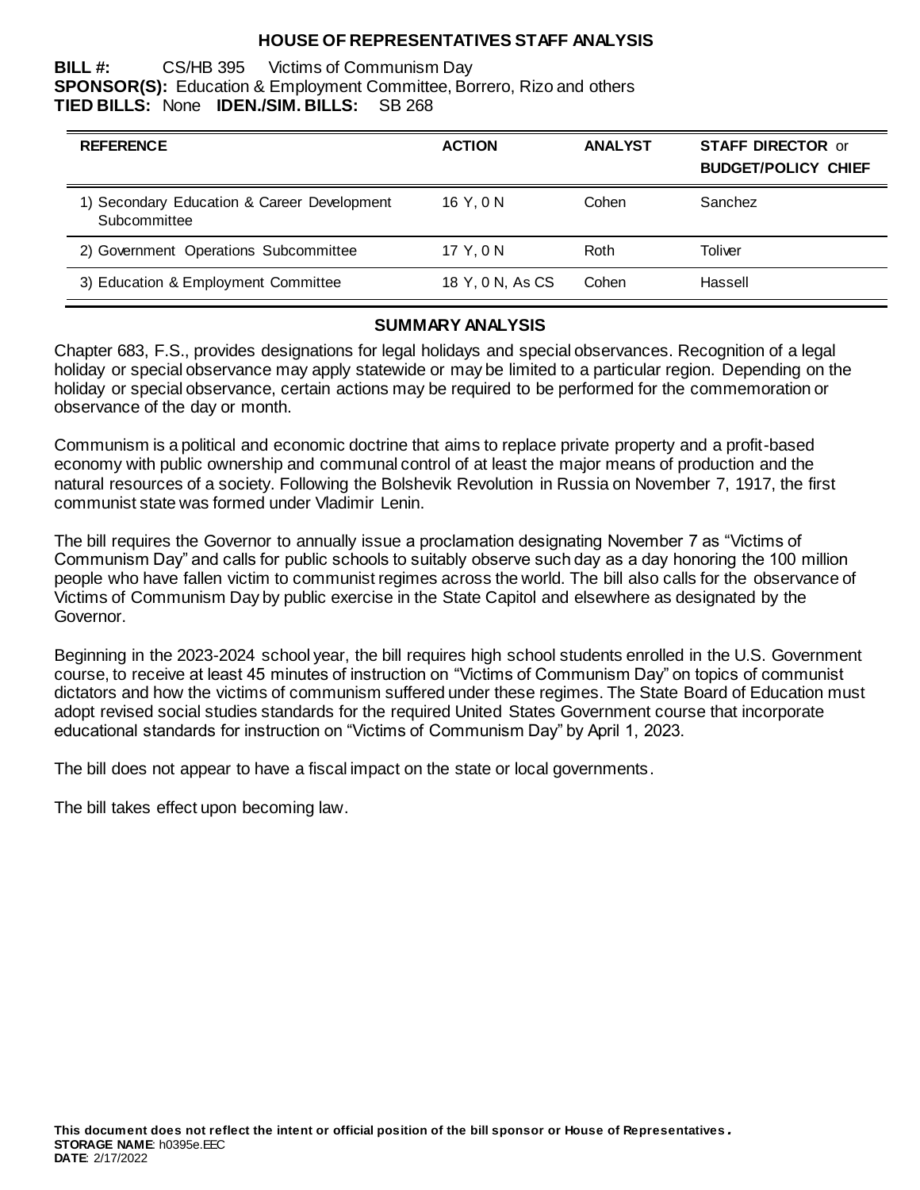# HOUSE OF REPRESENTATIVES STAFF ANALYSIS

**BILL #:** CS/HB 395 Victims of Communism Day
**SPONSOR(S):** Education & Employment Committee, Borrero, Rizo and others
**TIED BILLS:** None **IDEN./SIM. BILLS:** SB 268

| REFERENCE | ACTION | ANALYST | STAFF DIRECTOR or BUDGET/POLICY CHIEF |
|---|---|---|---|
| 1) Secondary Education & Career Development Subcommittee | 16 Y, 0 N | Cohen | Sanchez |
| 2) Government Operations Subcommittee | 17 Y, 0 N | Roth | Toliver |
| 3) Education & Employment Committee | 18 Y, 0 N, As CS | Cohen | Hassell |

## SUMMARY ANALYSIS

Chapter 683, F.S., provides designations for legal holidays and special observances. Recognition of a legal holiday or special observance may apply statewide or may be limited to a particular region. Depending on the holiday or special observance, certain actions may be required to be performed for the commemoration or observance of the day or month.

Communism is a political and economic doctrine that aims to replace private property and a profit-based economy with public ownership and communal control of at least the major means of production and the natural resources of a society. Following the Bolshevik Revolution in Russia on November 7, 1917, the first communist state was formed under Vladimir Lenin.

The bill requires the Governor to annually issue a proclamation designating November 7 as "Victims of Communism Day" and calls for public schools to suitably observe such day as a day honoring the 100 million people who have fallen victim to communist regimes across the world. The bill also calls for the observance of Victims of Communism Day by public exercise in the State Capitol and elsewhere as designated by the Governor.

Beginning in the 2023-2024 school year, the bill requires high school students enrolled in the U.S. Government course, to receive at least 45 minutes of instruction on "Victims of Communism Day" on topics of communist dictators and how the victims of communism suffered under these regimes. The State Board of Education must adopt revised social studies standards for the required United States Government course that incorporate educational standards for instruction on "Victims of Communism Day" by April 1, 2023.

The bill does not appear to have a fiscal impact on the state or local governments.

The bill takes effect upon becoming law.

**This document does not reflect the intent or official position of the bill sponsor or House of Representatives.**
**STORAGE NAME**: h0395e.EEC
**DATE**: 2/17/2022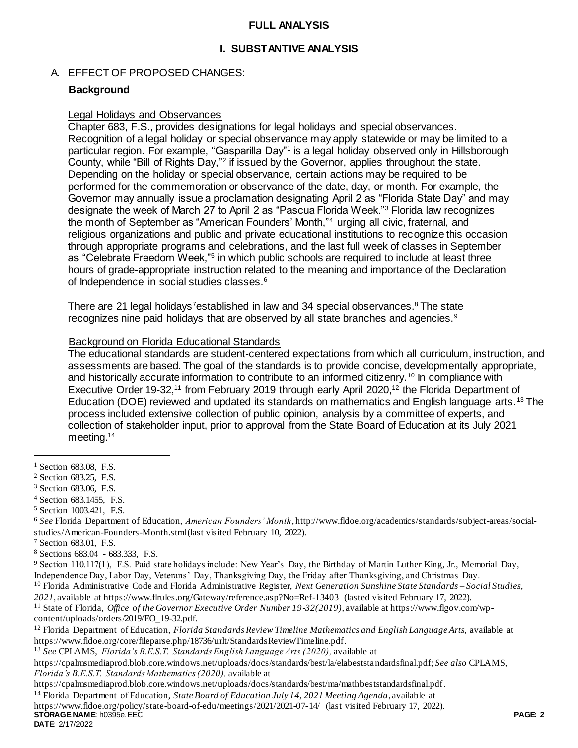# FULL ANALYSIS

## I. SUBSTANTIVE ANALYSIS

### A. EFFECT OF PROPOSED CHANGES:

**Background**

Legal Holidays and Observances

Chapter 683, F.S., provides designations for legal holidays and special observances. Recognition of a legal holiday or special observance may apply statewide or may be limited to a particular region. For example, "Gasparilla Day"[1] is a legal holiday observed only in Hillsborough County, while "Bill of Rights Day,"[2] if issued by the Governor, applies throughout the state. Depending on the holiday or special observance, certain actions may be required to be performed for the commemoration or observance of the date, day, or month. For example, the Governor may annually issue a proclamation designating April 2 as "Florida State Day" and may designate the week of March 27 to April 2 as "Pascua Florida Week."[3] Florida law recognizes the month of September as "American Founders' Month,"[4] urging all civic, fraternal, and religious organizations and public and private educational institutions to recognize this occasion through appropriate programs and celebrations, and the last full week of classes in September as "Celebrate Freedom Week,"[5] in which public schools are required to include at least three hours of grade-appropriate instruction related to the meaning and importance of the Declaration of Independence in social studies classes.[6]

There are 21 legal holidays[7] established in law and 34 special observances.[8] The state recognizes nine paid holidays that are observed by all state branches and agencies.[9]

Background on Florida Educational Standards

The educational standards are student-centered expectations from which all curriculum, instruction, and assessments are based. The goal of the standards is to provide concise, developmentally appropriate, and historically accurate information to contribute to an informed citizenry.[10] In compliance with Executive Order 19-32,[11] from February 2019 through early April 2020,[12] the Florida Department of Education (DOE) reviewed and updated its standards on mathematics and English language arts.[13] The process included extensive collection of public opinion, analysis by a committee of experts, and collection of stakeholder input, prior to approval from the State Board of Education at its July 2021 meeting.[14]

---

[1] Section 683.08, F.S.

[2] Section 683.25, F.S.

[3] Section 683.06, F.S.

[4] Section 683.1455, F.S.

[5] Section 1003.421, F.S.

[6] *See* Florida Department of Education, *American Founders' Month*, http://www.fldoe.org/academics/standards/subject-areas/social-studies/American-Founders-Month.stml (last visited February 10, 2022).

[7] Section 683.01, F.S.

[8] Sections 683.04 - 683.333, F.S.

[9] Section 110.117(1), F.S. Paid state holidays include: New Year's Day, the Birthday of Martin Luther King, Jr., Memorial Day, Independence Day, Labor Day, Veterans' Day, Thanksgiving Day, the Friday after Thanksgiving, and Christmas Day.

[10] Florida Administrative Code and Florida Administrative Register, *Next Generation Sunshine State Standards – Social Studies, 2021*, available at https://www.flrules.org/Gateway/reference.asp?No=Ref-13403 (lasted visited February 17, 2022).

[11] State of Florida, *Office of the Governor Executive Order Number 19-32(2019)*, available at https://www.flgov.com/wp-content/uploads/orders/2019/EO_19-32.pdf.

[12] Florida Department of Education, *Florida Standards Review Timeline Mathematics and English Language Arts,* available at https://www.fldoe.org/core/fileparse.php/18736/urlt/StandardsReviewTimeline.pdf.

[13] *See* CPLAMS, *Florida's B.E.S.T. Standards English Language Arts (2020),* available at https://cpalmsmediaprod.blob.core.windows.net/uploads/docs/standards/best/la/elabeststandardsfinal.pdf; *See also* CPLAMS, *Florida's B.E.S.T. Standards Mathematics (2020),* available at https://cpalmsmediaprod.blob.core.windows.net/uploads/docs/standards/best/ma/mathbeststandardsfinal.pdf.

[14] Florida Department of Education, *State Board of Education July 14, 2021 Meeting Agenda*, available at https://www.fldoe.org/policy/state-board-of-edu/meetings/2021/2021-07-14/ (last visited February 17, 2022).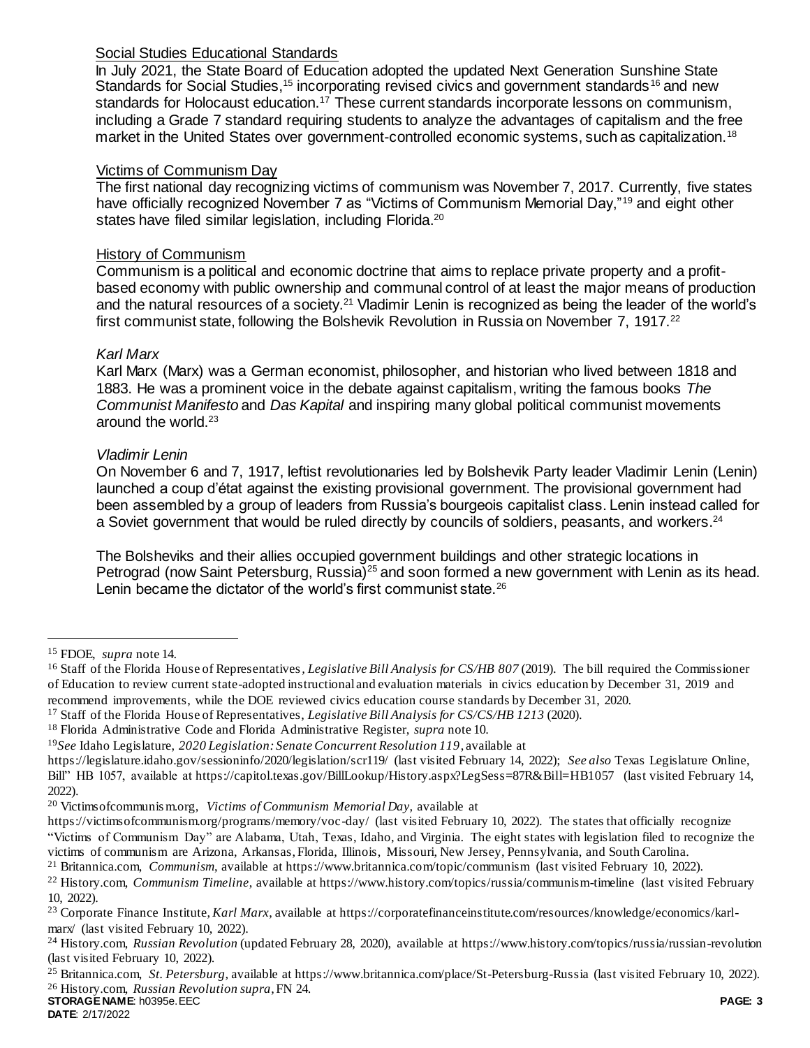Social Studies Educational Standards

In July 2021, the State Board of Education adopted the updated Next Generation Sunshine State Standards for Social Studies,[15] incorporating revised civics and government standards[16] and new standards for Holocaust education.[17] These current standards incorporate lessons on communism, including a Grade 7 standard requiring students to analyze the advantages of capitalism and the free market in the United States over government-controlled economic systems, such as capitalization.[18]

Victims of Communism Day

The first national day recognizing victims of communism was November 7, 2017. Currently, five states have officially recognized November 7 as "Victims of Communism Memorial Day,"[19] and eight other states have filed similar legislation, including Florida.[20]

History of Communism

Communism is a political and economic doctrine that aims to replace private property and a profit-based economy with public ownership and communal control of at least the major means of production and the natural resources of a society.[21] Vladimir Lenin is recognized as being the leader of the world's first communist state, following the Bolshevik Revolution in Russia on November 7, 1917.[22]

*Karl Marx*

Karl Marx (Marx) was a German economist, philosopher, and historian who lived between 1818 and 1883. He was a prominent voice in the debate against capitalism, writing the famous books *The Communist Manifesto* and *Das Kapital* and inspiring many global political communist movements around the world.[23]

*Vladimir Lenin*

On November 6 and 7, 1917, leftist revolutionaries led by Bolshevik Party leader Vladimir Lenin (Lenin) launched a coup d'état against the existing provisional government. The provisional government had been assembled by a group of leaders from Russia's bourgeois capitalist class. Lenin instead called for a Soviet government that would be ruled directly by councils of soldiers, peasants, and workers.[24]

The Bolsheviks and their allies occupied government buildings and other strategic locations in Petrograd (now Saint Petersburg, Russia)[25] and soon formed a new government with Lenin as its head. Lenin became the dictator of the world's first communist state.[26]

---

[15] FDOE, *supra* note 14.

[16] Staff of the Florida House of Representatives, *Legislative Bill Analysis for CS/HB 807* (2019). The bill required the Commissioner of Education to review current state-adopted instructional and evaluation materials in civics education by December 31, 2019 and recommend improvements, while the DOE reviewed civics education course standards by December 31, 2020.

[17] Staff of the Florida House of Representatives, *Legislative Bill Analysis for CS/CS/HB 1213* (2020).

[18] Florida Administrative Code and Florida Administrative Register, *supra* note 10.

[19] *See* Idaho Legislature, *2020 Legislation: Senate Concurrent Resolution 119*, available at https://legislature.idaho.gov/sessioninfo/2020/legislation/scr119/ (last visited February 14, 2022); *See also* Texas Legislature Online, Bill" HB 1057, available at https://capitol.texas.gov/BillLookup/History.aspx?LegSess=87R&Bill=HB1057 (last visited February 14, 2022).

[20] Victimsofcommunism.org, *Victims of Communism Memorial Day*, available at https://victimsofcommunism.org/programs/memory/voc-day/ (last visited February 10, 2022). The states that officially recognize "Victims of Communism Day" are Alabama, Utah, Texas, Idaho, and Virginia. The eight states with legislation filed to recognize the victims of communism are Arizona, Arkansas, Florida, Illinois, Missouri, New Jersey, Pennsylvania, and South Carolina.

[21] Britannica.com, *Communism*, available at https://www.britannica.com/topic/communism (last visited February 10, 2022).

[22] History.com, *Communism Timeline*, available at https://www.history.com/topics/russia/communism-timeline (last visited February 10, 2022).

[23] Corporate Finance Institute, *Karl Marx*, available at https://corporatefinanceinstitute.com/resources/knowledge/economics/karl-marx/ (last visited February 10, 2022).

[24] History.com, *Russian Revolution* (updated February 28, 2020), available at https://www.history.com/topics/russia/russian-revolution (last visited February 10, 2022).

[25] Britannica.com, *St. Petersburg*, available at https://www.britannica.com/place/St-Petersburg-Russia (last visited February 10, 2022).

[26] History.com, *Russian Revolution supra*, FN 24.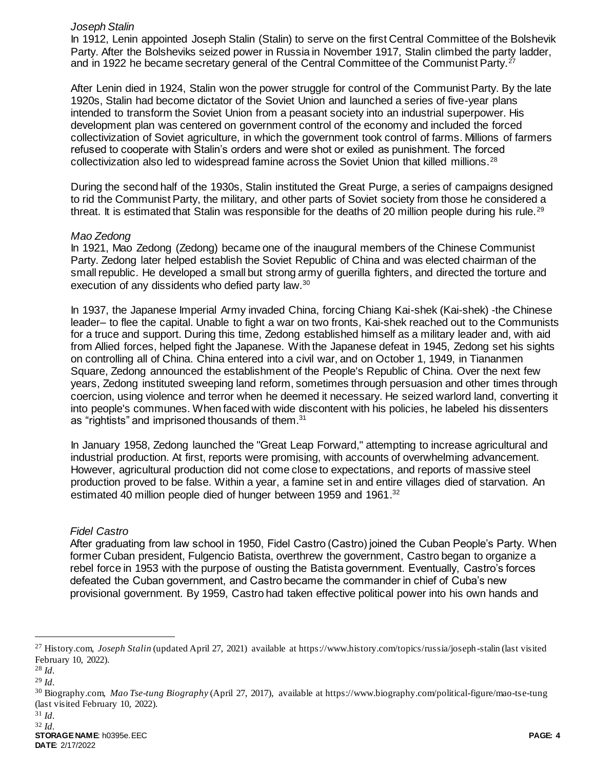*Joseph Stalin*

In 1912, Lenin appointed Joseph Stalin (Stalin) to serve on the first Central Committee of the Bolshevik Party. After the Bolsheviks seized power in Russia in November 1917, Stalin climbed the party ladder, and in 1922 he became secretary general of the Central Committee of the Communist Party.[27]

After Lenin died in 1924, Stalin won the power struggle for control of the Communist Party. By the late 1920s, Stalin had become dictator of the Soviet Union and launched a series of five-year plans intended to transform the Soviet Union from a peasant society into an industrial superpower. His development plan was centered on government control of the economy and included the forced collectivization of Soviet agriculture, in which the government took control of farms. Millions of farmers refused to cooperate with Stalin's orders and were shot or exiled as punishment. The forced collectivization also led to widespread famine across the Soviet Union that killed millions.[28]

During the second half of the 1930s, Stalin instituted the Great Purge, a series of campaigns designed to rid the Communist Party, the military, and other parts of Soviet society from those he considered a threat. It is estimated that Stalin was responsible for the deaths of 20 million people during his rule.[29]

*Mao Zedong*

In 1921, Mao Zedong (Zedong) became one of the inaugural members of the Chinese Communist Party. Zedong later helped establish the Soviet Republic of China and was elected chairman of the small republic. He developed a small but strong army of guerilla fighters, and directed the torture and execution of any dissidents who defied party law.[30]

In 1937, the Japanese Imperial Army invaded China, forcing Chiang Kai-shek (Kai-shek) -the Chinese leader– to flee the capital. Unable to fight a war on two fronts, Kai-shek reached out to the Communists for a truce and support. During this time, Zedong established himself as a military leader and, with aid from Allied forces, helped fight the Japanese. With the Japanese defeat in 1945, Zedong set his sights on controlling all of China. China entered into a civil war, and on October 1, 1949, in Tiananmen Square, Zedong announced the establishment of the People's Republic of China. Over the next few years, Zedong instituted sweeping land reform, sometimes through persuasion and other times through coercion, using violence and terror when he deemed it necessary. He seized warlord land, converting it into people's communes. When faced with wide discontent with his policies, he labeled his dissenters as "rightists" and imprisoned thousands of them.[31]

In January 1958, Zedong launched the "Great Leap Forward," attempting to increase agricultural and industrial production. At first, reports were promising, with accounts of overwhelming advancement. However, agricultural production did not come close to expectations, and reports of massive steel production proved to be false. Within a year, a famine set in and entire villages died of starvation. An estimated 40 million people died of hunger between 1959 and 1961.[32]

*Fidel Castro*

After graduating from law school in 1950, Fidel Castro (Castro) joined the Cuban People's Party. When former Cuban president, Fulgencio Batista, overthrew the government, Castro began to organize a rebel force in 1953 with the purpose of ousting the Batista government. Eventually, Castro's forces defeated the Cuban government, and Castro became the commander in chief of Cuba's new provisional government. By 1959, Castro had taken effective political power into his own hands and

---

[27] History.com, *Joseph Stalin* (updated April 27, 2021) available at https://www.history.com/topics/russia/joseph-stalin (last visited February 10, 2022).

[28] *Id*.

[29] *Id*.

[30] Biography.com, *Mao Tse-tung Biography* (April 27, 2017), available at https://www.biography.com/political-figure/mao-tse-tung (last visited February 10, 2022).

[31] *Id*.

[32] *Id*.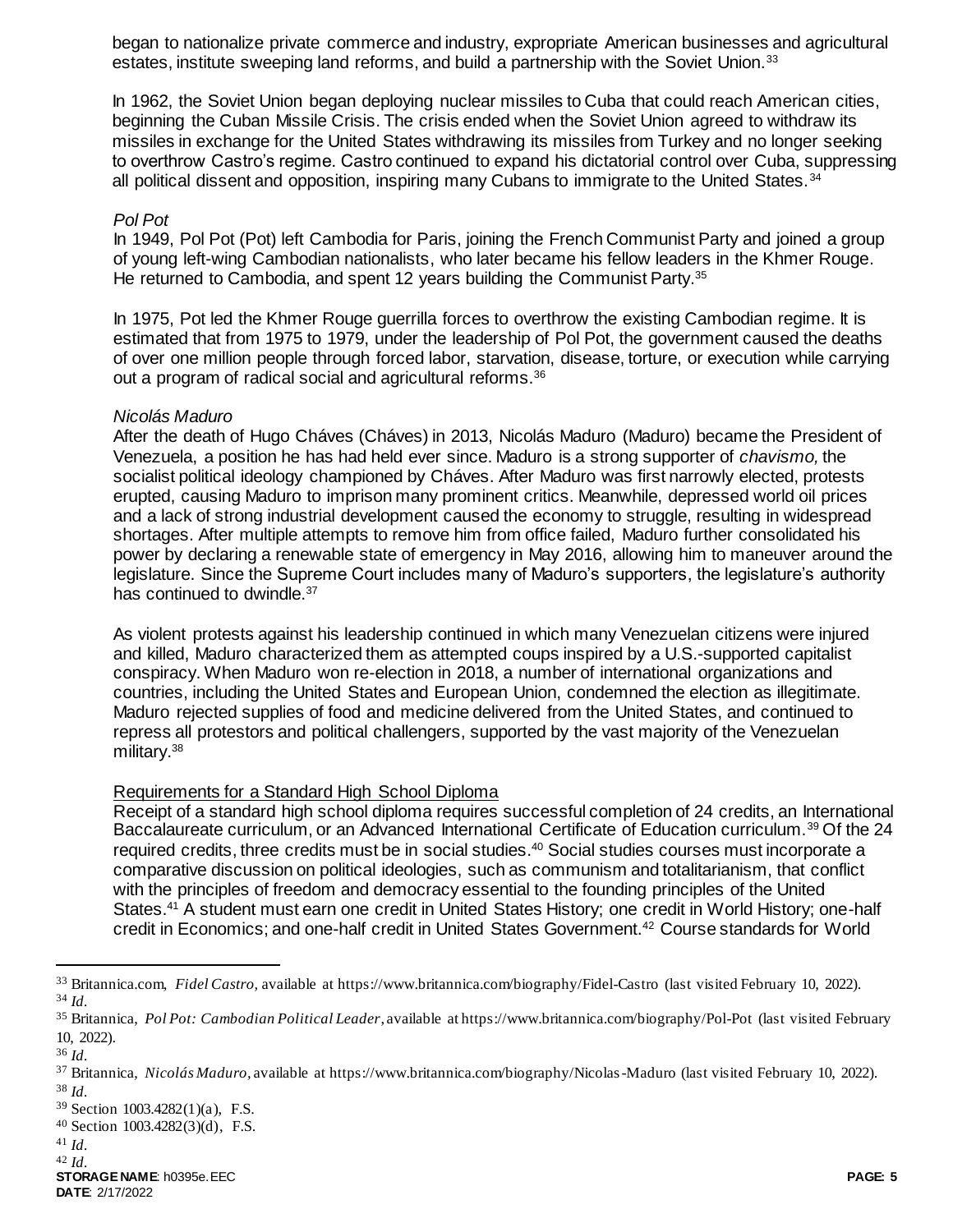began to nationalize private commerce and industry, expropriate American businesses and agricultural estates, institute sweeping land reforms, and build a partnership with the Soviet Union.[33]

In 1962, the Soviet Union began deploying nuclear missiles to Cuba that could reach American cities, beginning the Cuban Missile Crisis. The crisis ended when the Soviet Union agreed to withdraw its missiles in exchange for the United States withdrawing its missiles from Turkey and no longer seeking to overthrow Castro's regime. Castro continued to expand his dictatorial control over Cuba, suppressing all political dissent and opposition, inspiring many Cubans to immigrate to the United States.[34]

*Pol Pot*

In 1949, Pol Pot (Pot) left Cambodia for Paris, joining the French Communist Party and joined a group of young left-wing Cambodian nationalists, who later became his fellow leaders in the Khmer Rouge. He returned to Cambodia, and spent 12 years building the Communist Party.[35]

In 1975, Pot led the Khmer Rouge guerrilla forces to overthrow the existing Cambodian regime. It is estimated that from 1975 to 1979, under the leadership of Pol Pot, the government caused the deaths of over one million people through forced labor, starvation, disease, torture, or execution while carrying out a program of radical social and agricultural reforms.[36]

*Nicolás Maduro*

After the death of Hugo Cháves (Cháves) in 2013, Nicolás Maduro (Maduro) became the President of Venezuela, a position he has had held ever since. Maduro is a strong supporter of *chavismo,* the socialist political ideology championed by Cháves. After Maduro was first narrowly elected, protests erupted, causing Maduro to imprison many prominent critics. Meanwhile, depressed world oil prices and a lack of strong industrial development caused the economy to struggle, resulting in widespread shortages. After multiple attempts to remove him from office failed, Maduro further consolidated his power by declaring a renewable state of emergency in May 2016, allowing him to maneuver around the legislature. Since the Supreme Court includes many of Maduro's supporters, the legislature's authority has continued to dwindle.[37]

As violent protests against his leadership continued in which many Venezuelan citizens were injured and killed, Maduro characterized them as attempted coups inspired by a U.S.-supported capitalist conspiracy. When Maduro won re-election in 2018, a number of international organizations and countries, including the United States and European Union, condemned the election as illegitimate. Maduro rejected supplies of food and medicine delivered from the United States, and continued to repress all protestors and political challengers, supported by the vast majority of the Venezuelan military.[38]

Requirements for a Standard High School Diploma

Receipt of a standard high school diploma requires successful completion of 24 credits, an International Baccalaureate curriculum, or an Advanced International Certificate of Education curriculum.[39] Of the 24 required credits, three credits must be in social studies.[40] Social studies courses must incorporate a comparative discussion on political ideologies, such as communism and totalitarianism, that conflict with the principles of freedom and democracy essential to the founding principles of the United States.[41] A student must earn one credit in United States History; one credit in World History; one-half credit in Economics; and one-half credit in United States Government.[42] Course standards for World

---

[33] Britannica.com, *Fidel Castro*, available at https://www.britannica.com/biography/Fidel-Castro (last visited February 10, 2022).

[34] *Id*.

[35] Britannica, *Pol Pot: Cambodian Political Leader*, available at https://www.britannica.com/biography/Pol-Pot (last visited February 10, 2022).

[36] *Id*.

[37] Britannica, *Nicolás Maduro*, available at https://www.britannica.com/biography/Nicolas-Maduro (last visited February 10, 2022).

[38] *Id*.

[39] Section 1003.4282(1)(a), F.S.

[40] Section 1003.4282(3)(d), F.S.

[41] *Id*.

[42] *Id*.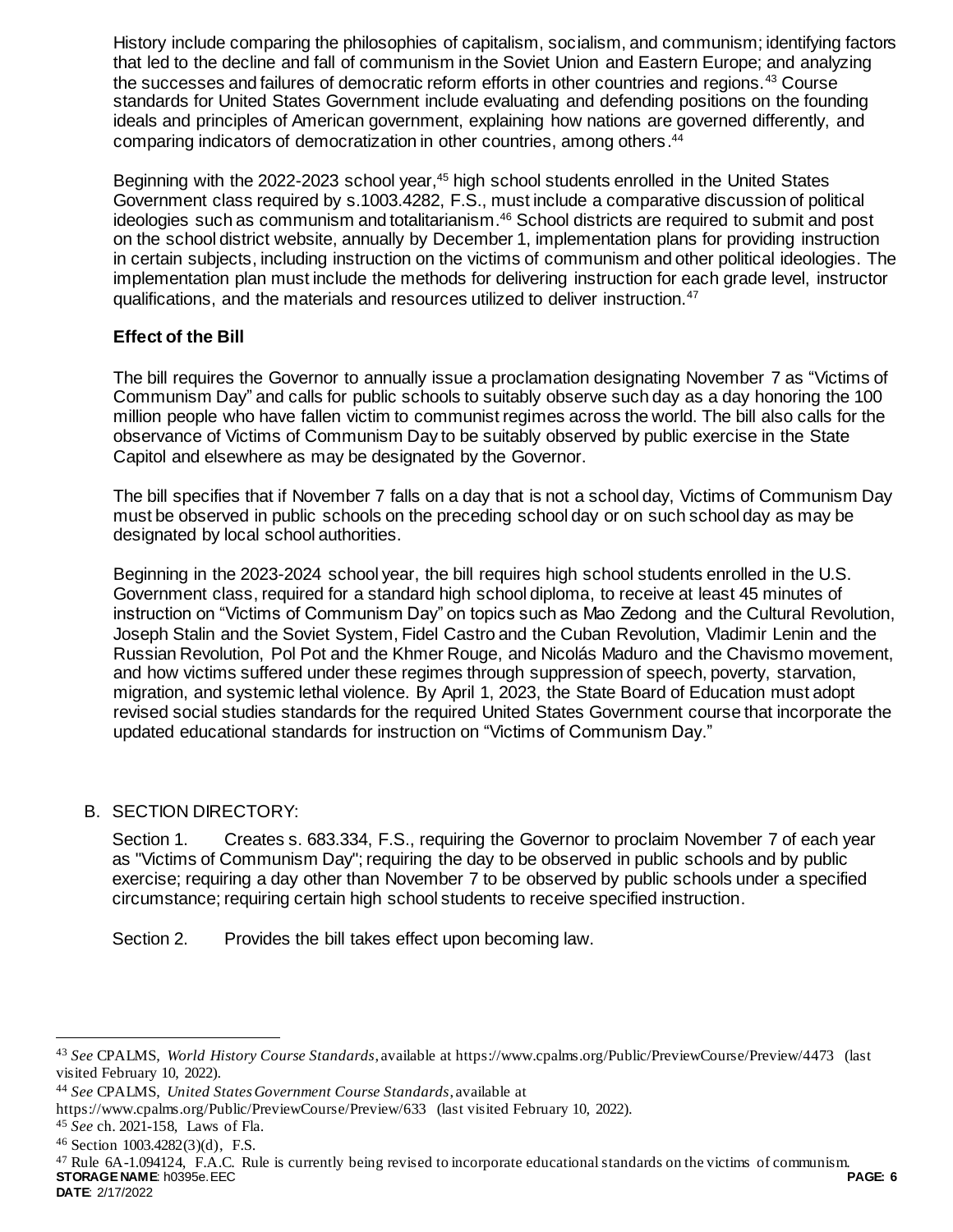History include comparing the philosophies of capitalism, socialism, and communism; identifying factors that led to the decline and fall of communism in the Soviet Union and Eastern Europe; and analyzing the successes and failures of democratic reform efforts in other countries and regions.[43] Course standards for United States Government include evaluating and defending positions on the founding ideals and principles of American government, explaining how nations are governed differently, and comparing indicators of democratization in other countries, among others.[44]

Beginning with the 2022-2023 school year,[45] high school students enrolled in the United States Government class required by s.1003.4282, F.S., must include a comparative discussion of political ideologies such as communism and totalitarianism.[46] School districts are required to submit and post on the school district website, annually by December 1, implementation plans for providing instruction in certain subjects, including instruction on the victims of communism and other political ideologies. The implementation plan must include the methods for delivering instruction for each grade level, instructor qualifications, and the materials and resources utilized to deliver instruction.[47]

**Effect of the Bill**

The bill requires the Governor to annually issue a proclamation designating November 7 as "Victims of Communism Day" and calls for public schools to suitably observe such day as a day honoring the 100 million people who have fallen victim to communist regimes across the world. The bill also calls for the observance of Victims of Communism Day to be suitably observed by public exercise in the State Capitol and elsewhere as may be designated by the Governor.

The bill specifies that if November 7 falls on a day that is not a school day, Victims of Communism Day must be observed in public schools on the preceding school day or on such school day as may be designated by local school authorities.

Beginning in the 2023-2024 school year, the bill requires high school students enrolled in the U.S. Government class, required for a standard high school diploma, to receive at least 45 minutes of instruction on "Victims of Communism Day" on topics such as Mao Zedong and the Cultural Revolution, Joseph Stalin and the Soviet System, Fidel Castro and the Cuban Revolution, Vladimir Lenin and the Russian Revolution, Pol Pot and the Khmer Rouge, and Nicolás Maduro and the Chavismo movement, and how victims suffered under these regimes through suppression of speech, poverty, starvation, migration, and systemic lethal violence. By April 1, 2023, the State Board of Education must adopt revised social studies standards for the required United States Government course that incorporate the updated educational standards for instruction on "Victims of Communism Day."

B. SECTION DIRECTORY:

Section 1. Creates s. 683.334, F.S., requiring the Governor to proclaim November 7 of each year as "Victims of Communism Day"; requiring the day to be observed in public schools and by public exercise; requiring a day other than November 7 to be observed by public schools under a specified circumstance; requiring certain high school students to receive specified instruction.

Section 2. Provides the bill takes effect upon becoming law.

---

[43] *See* CPALMS, *World History Course Standards*, available at https://www.cpalms.org/Public/PreviewCourse/Preview/4473 (last visited February 10, 2022).

[44] *See* CPALMS, *United States Government Course Standards*, available at https://www.cpalms.org/Public/PreviewCourse/Preview/633 (last visited February 10, 2022).

[45] *See* ch. 2021-158, Laws of Fla.

[46] Section 1003.4282(3)(d), F.S.

[47] Rule 6A-1.094124, F.A.C. Rule is currently being revised to incorporate educational standards on the victims of communism.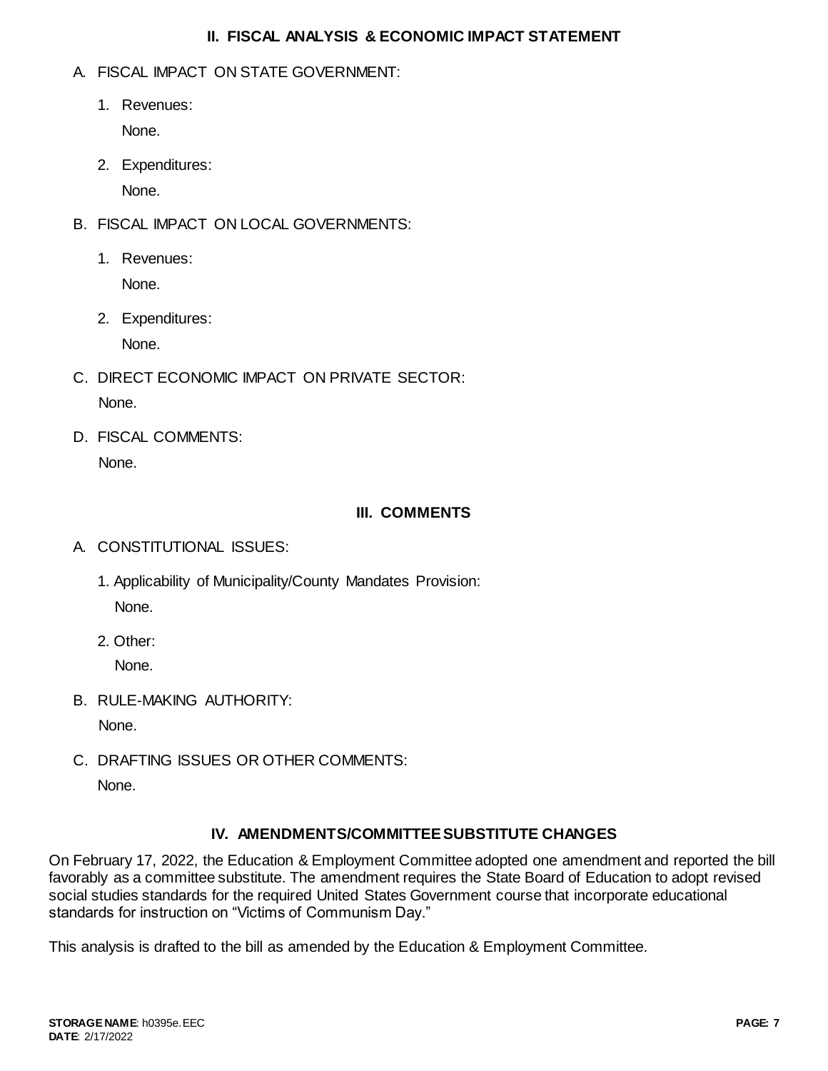## II. FISCAL ANALYSIS & ECONOMIC IMPACT STATEMENT

A. FISCAL IMPACT ON STATE GOVERNMENT:

1. Revenues:

   None.

2. Expenditures:

   None.

B. FISCAL IMPACT ON LOCAL GOVERNMENTS:

1. Revenues:

   None.

2. Expenditures:

   None.

C. DIRECT ECONOMIC IMPACT ON PRIVATE SECTOR:

   None.

D. FISCAL COMMENTS:

   None.

## III. COMMENTS

A. CONSTITUTIONAL ISSUES:

1. Applicability of Municipality/County Mandates Provision:

   None.

2. Other:

   None.

B. RULE-MAKING AUTHORITY:

   None.

C. DRAFTING ISSUES OR OTHER COMMENTS:

   None.

## IV. AMENDMENTS/COMMITTEE SUBSTITUTE CHANGES

On February 17, 2022, the Education & Employment Committee adopted one amendment and reported the bill favorably as a committee substitute. The amendment requires the State Board of Education to adopt revised social studies standards for the required United States Government course that incorporate educational standards for instruction on "Victims of Communism Day."

This analysis is drafted to the bill as amended by the Education & Employment Committee.